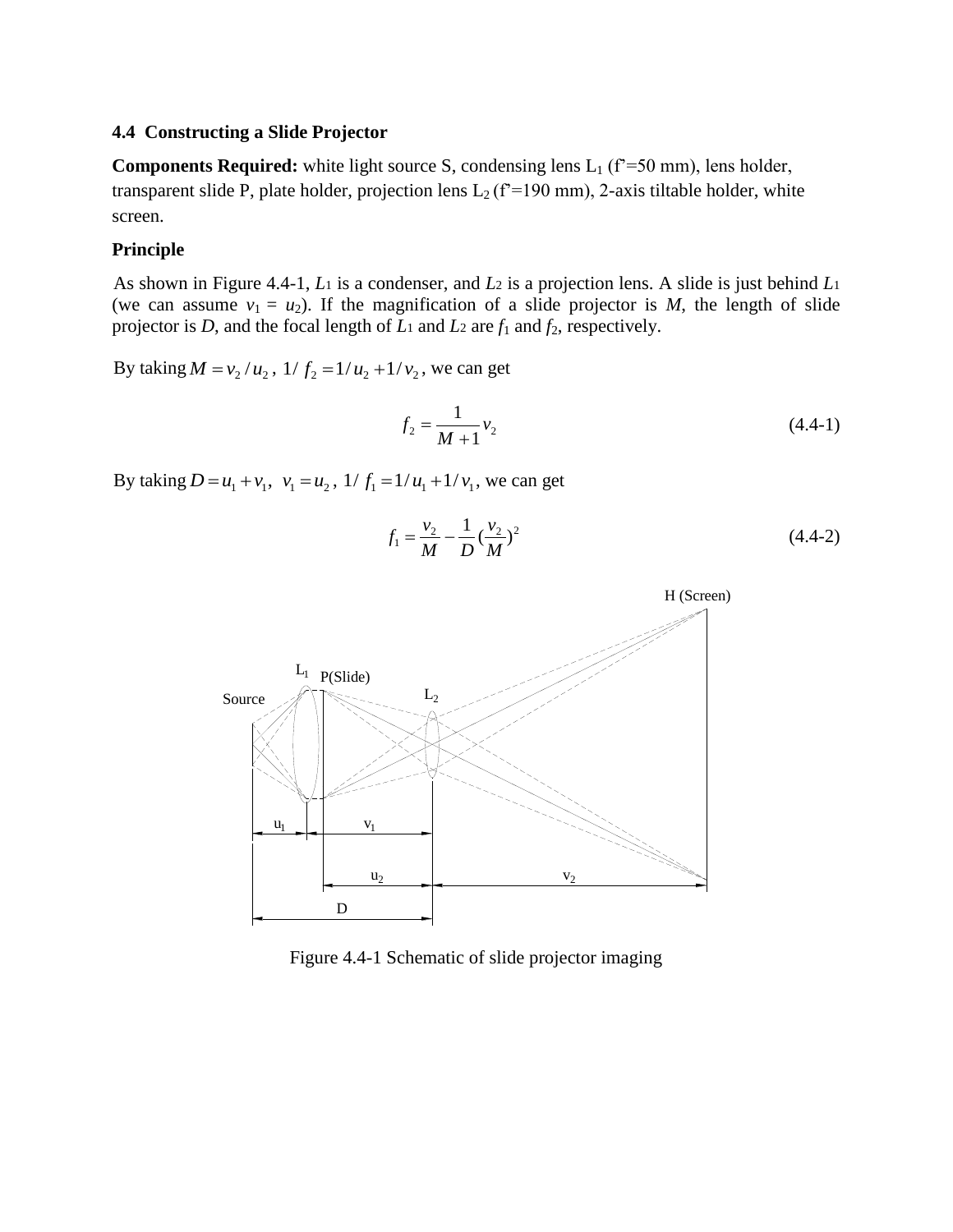### 4.4 Constructing a Slide Projector

**Components Required:** white light source S, condensing lens $L_1$ (f'=50 mm), lens holder, transparent slide P, plate holder, projection lens $L_2$ (f'=190 mm), 2-axis tiltable holder, white screen.

**Principle**

As shown in Figure 4.4-1, $L_1$ is a condenser, and $L_2$ is a projection lens. A slide is just behind $L_1$ (we can assume $v_1 = u_2$). If the magnification of a slide projector is $M$, the length of slide projector is $D$, and the focal length of $L_1$ and $L_2$ are $f_1$ and $f_2$, respectively.

By taking $M = v_2 / u_2$, $1/f_2 = 1/u_2 + 1/v_2$, we can get

$$f_2 = \frac{1}{M+1} v_2 \tag{4.4-1}$$

By taking $D = u_1 + v_1$, $v_1 = u_2$, $1/f_1 = 1/u_1 + 1/v_1$, we can get

$$f_1 = \frac{v_2}{M} - \frac{1}{D}\left(\frac{v_2}{M}\right)^2 \tag{4.4-2}$$

Figure 4.4-1 Schematic of slide projector imaging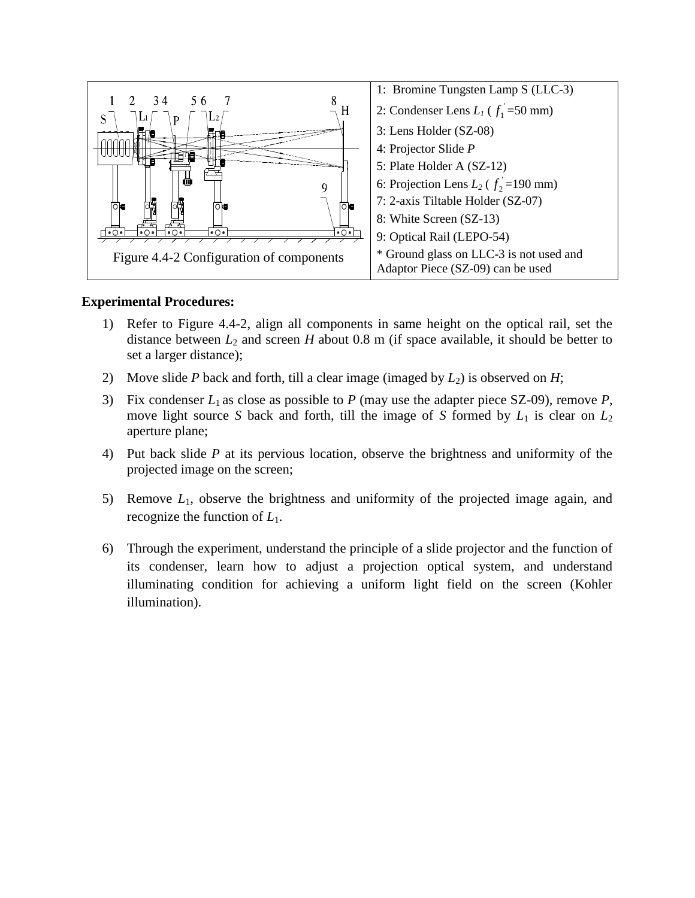| | |
|---|---|
| Figure 4.4-2 Configuration of components | 1: Bromine Tungsten Lamp S (LLC-3)<br>2: Condenser Lens $L_1$ ( $f_1'$=50 mm)<br>3: Lens Holder (SZ-08)<br>4: Projector Slide $P$<br>5: Plate Holder A (SZ-12)<br>6: Projection Lens $L_2$ ( $f_2'$=190 mm)<br>7: 2-axis Tiltable Holder (SZ-07)<br>8: White Screen (SZ-13)<br>9: Optical Rail (LEPO-54)<br>* Ground glass on LLC-3 is not used and Adaptor Piece (SZ-09) can be used |

**Experimental Procedures:**

1) Refer to Figure 4.4-2, align all components in same height on the optical rail, set the distance between $L_2$ and screen $H$ about 0.8 m (if space available, it should be better to set a larger distance);
2) Move slide $P$ back and forth, till a clear image (imaged by $L_2$) is observed on $H$;
3) Fix condenser $L_1$ as close as possible to $P$ (may use the adapter piece SZ-09), remove $P$, move light source $S$ back and forth, till the image of $S$ formed by $L_1$ is clear on $L_2$ aperture plane;
4) Put back slide $P$ at its pervious location, observe the brightness and uniformity of the projected image on the screen;
5) Remove $L_1$, observe the brightness and uniformity of the projected image again, and recognize the function of $L_1$.
6) Through the experiment, understand the principle of a slide projector and the function of its condenser, learn how to adjust a projection optical system, and understand illuminating condition for achieving a uniform light field on the screen (Kohler illumination).